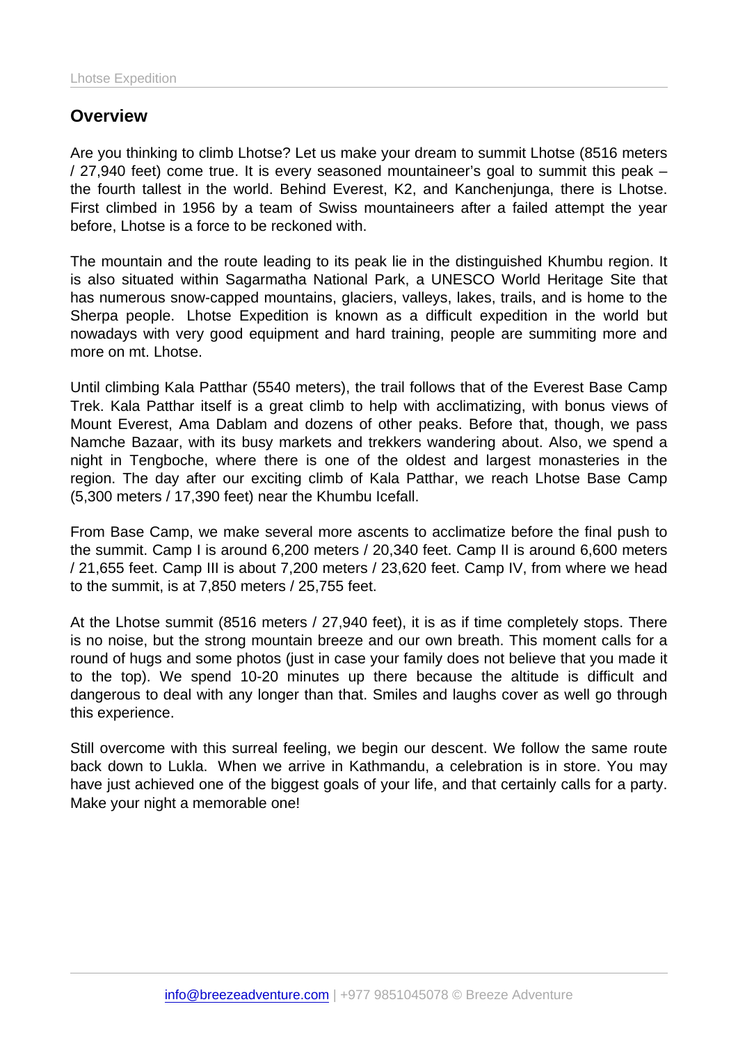## Overview

Are you thinking to climb Lhotse? Let us make your dream to summit Lhotse (8516 meters / 27,940 feet) come true. It is every seasoned mountaineer's goal to summit this peak – the fourth tallest in the world. Behind Everest, K2, and Kanchenjunga, there is Lhotse. First climbed in 1956 by a team of Swiss mountaineers after a failed attempt the year before, Lhotse is a force to be reckoned with.

The mountain and the route leading to its peak lie in the distinguished Khumbu region. It is also situated within Sagarmatha National Park, a UNESCO World Heritage Site that has numerous snow-capped mountains, glaciers, valleys, lakes, trails, and is home to the Sherpa people. Lhotse Expedition is known as a difficult expedition in the world but nowadays with very good equipment and hard training, people are summiting more and more on mt. Lhotse.

Until climbing Kala Patthar (5540 meters), the trail follows that of the Everest Base Camp Trek. Kala Patthar itself is a great climb to help with acclimatizing, with bonus views of Mount Everest, Ama Dablam and dozens of other peaks. Before that, though, we pass Namche Bazaar, with its busy markets and trekkers wandering about. Also, we spend a night in Tengboche, where there is one of the oldest and largest monasteries in the region. The day after our exciting climb of Kala Patthar, we reach Lhotse Base Camp (5,300 meters / 17,390 feet) near the Khumbu Icefall.

From Base Camp, we make several more ascents to acclimatize before the final push to the summit. Camp I is around 6,200 meters / 20,340 feet. Camp II is around 6,600 meters / 21,655 feet. Camp III is about 7,200 meters / 23,620 feet. Camp IV, from where we head to the summit, is at 7,850 meters / 25,755 feet.

At the Lhotse summit (8516 meters / 27,940 feet), it is as if time completely stops. There is no noise, but the strong mountain breeze and our own breath. This moment calls for a round of hugs and some photos (just in case your family does not believe that you made it to the top). We spend 10-20 minutes up there because the altitude is difficult and dangerous to deal with any longer than that. Smiles and laughs cover as well go through this experience.

Still overcome with this surreal feeling, we begin our descent. We follow the same route back down to Lukla. When we arrive in Kathmandu, a celebration is in store. You may have just achieved one of the biggest goals of your life, and that certainly calls for a party. Make your night a memorable one!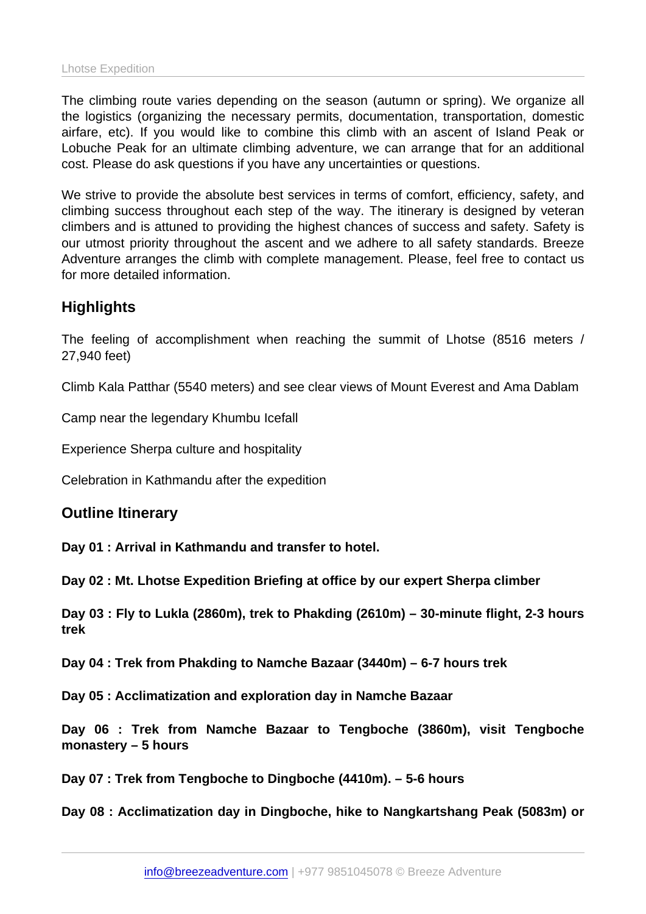The climbing route varies depending on the season (autumn or spring). We organize all the logistics (organizing the necessary permits, documentation, transportation, domestic airfare, etc). If you would like to combine this climb with an ascent of Island Peak or Lobuche Peak for an ultimate climbing adventure, we can arrange that for an additional cost. Please do ask questions if you have any uncertainties or questions.

We strive to provide the absolute best services in terms of comfort, efficiency, safety, and climbing success throughout each step of the way. The itinerary is designed by veteran climbers and is attuned to providing the highest chances of success and safety. Safety is our utmost priority throughout the ascent and we adhere to all safety standards. Breeze Adventure arranges the climb with complete management. Please, feel free to contact us for more detailed information.

## Highlights

The feeling of accomplishment when reaching the summit of Lhotse (8516 meters / 27,940 feet)

Climb Kala Patthar (5540 meters) and see clear views of Mount Everest and Ama Dablam

Camp near the legendary Khumbu Icefall

Experience Sherpa culture and hospitality

Celebration in Kathmandu after the expedition

## Outline Itinerary

**Day 01 : Arrival in Kathmandu and transfer to hotel.**

**Day 02 : Mt. Lhotse Expedition Briefing at office by our expert Sherpa climber**

**Day 03 : Fly to Lukla (2860m), trek to Phakding (2610m) – 30-minute flight, 2-3 hours trek**

**Day 04 : Trek from Phakding to Namche Bazaar (3440m) – 6-7 hours trek**

**Day 05 : Acclimatization and exploration day in Namche Bazaar**

**Day 06 : Trek from Namche Bazaar to Tengboche (3860m), visit Tengboche monastery – 5 hours**

**Day 07 : Trek from Tengboche to Dingboche (4410m). – 5-6 hours**

**Day 08 : Acclimatization day in Dingboche, hike to Nangkartshang Peak (5083m) or**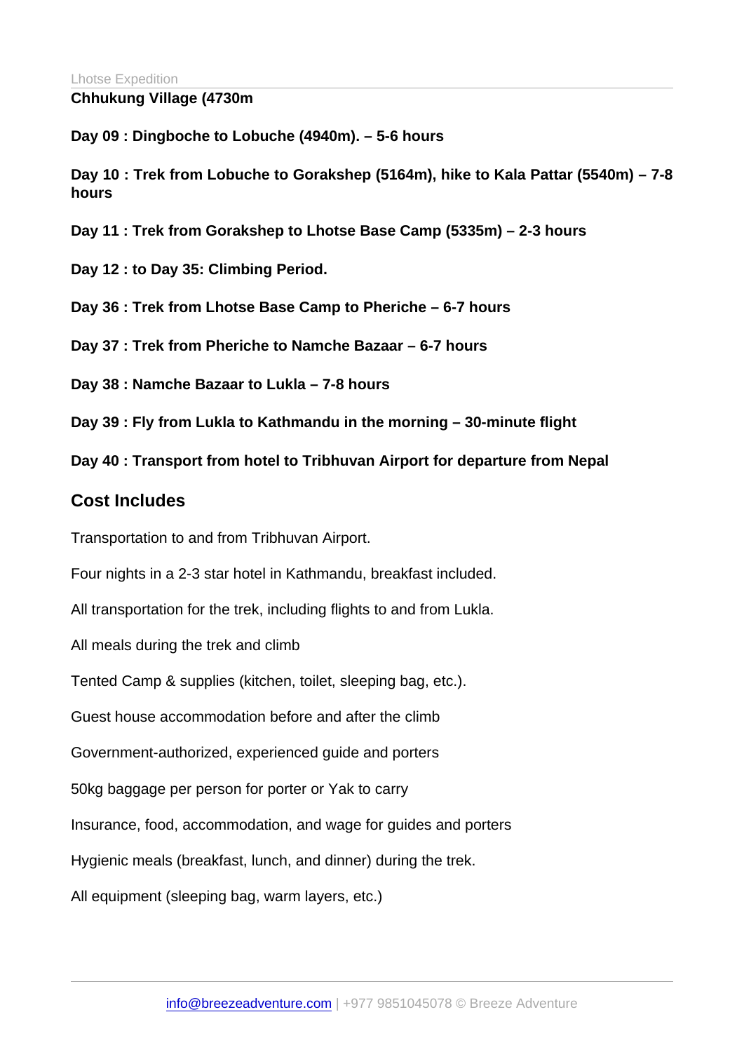**Chhukung Village (4730m**

**Day 09 : Dingboche to Lobuche (4940m). – 5-6 hours**

**Day 10 : Trek from Lobuche to Gorakshep (5164m), hike to Kala Pattar (5540m) – 7-8 hours**

**Day 11 : Trek from Gorakshep to Lhotse Base Camp (5335m) – 2-3 hours**

**Day 12 : to Day 35: Climbing Period.**

**Day 36 : Trek from Lhotse Base Camp to Pheriche – 6-7 hours**

**Day 37 : Trek from Pheriche to Namche Bazaar – 6-7 hours**

**Day 38 : Namche Bazaar to Lukla – 7-8 hours**

**Day 39 : Fly from Lukla to Kathmandu in the morning – 30-minute flight**

**Day 40 : Transport from hotel to Tribhuvan Airport for departure from Nepal**

## Cost Includes

Transportation to and from Tribhuvan Airport.

Four nights in a 2-3 star hotel in Kathmandu, breakfast included.

All transportation for the trek, including flights to and from Lukla.

All meals during the trek and climb

Tented Camp & supplies (kitchen, toilet, sleeping bag, etc.).

Guest house accommodation before and after the climb

Government-authorized, experienced guide and porters

50kg baggage per person for porter or Yak to carry

Insurance, food, accommodation, and wage for guides and porters

Hygienic meals (breakfast, lunch, and dinner) during the trek.

All equipment (sleeping bag, warm layers, etc.)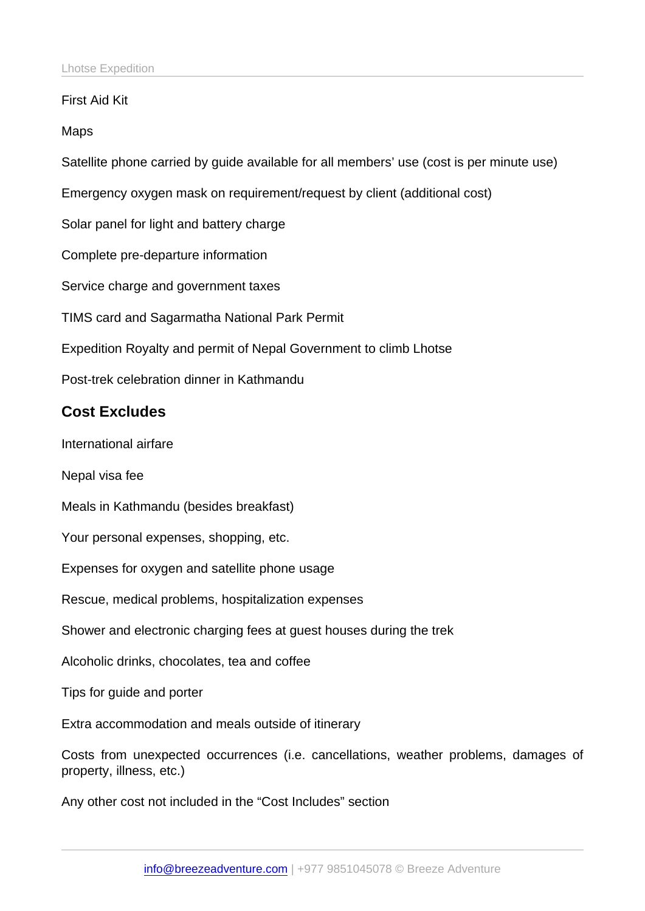First Aid Kit

Maps

Satellite phone carried by guide available for all members' use (cost is per minute use)

Emergency oxygen mask on requirement/request by client (additional cost)

Solar panel for light and battery charge

Complete pre-departure information

Service charge and government taxes

TIMS card and Sagarmatha National Park Permit

Expedition Royalty and permit of Nepal Government to climb Lhotse

Post-trek celebration dinner in Kathmandu

## Cost Excludes

International airfare

Nepal visa fee

Meals in Kathmandu (besides breakfast)

Your personal expenses, shopping, etc.

Expenses for oxygen and satellite phone usage

Rescue, medical problems, hospitalization expenses

Shower and electronic charging fees at guest houses during the trek

Alcoholic drinks, chocolates, tea and coffee

Tips for guide and porter

Extra accommodation and meals outside of itinerary

Costs from unexpected occurrences (i.e. cancellations, weather problems, damages of property, illness, etc.)

Any other cost not included in the "Cost Includes" section